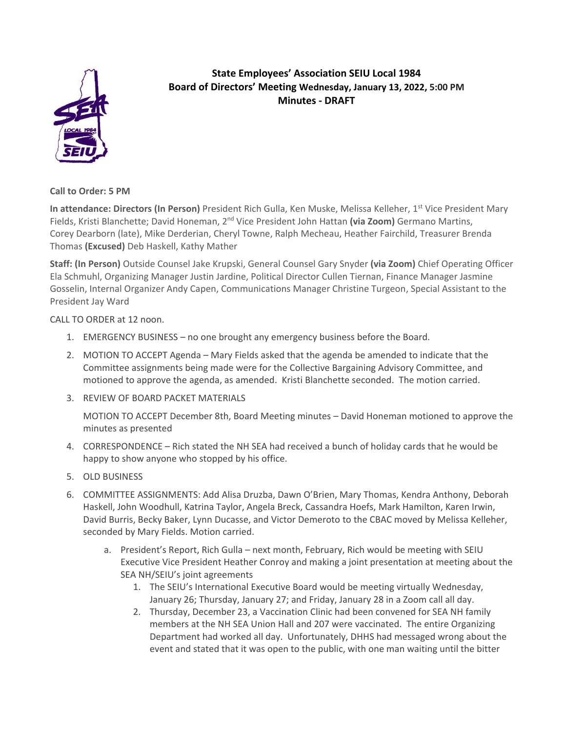**State Employees' Association SEIU Local 1984**
**Board of Directors' Meeting Wednesday, January 13, 2022, 5:00 PM**
**Minutes - DRAFT**

**Call to Order: 5 PM**

**In attendance: Directors (In Person)** President Rich Gulla, Ken Muske, Melissa Kelleher, 1st Vice President Mary Fields, Kristi Blanchette; David Honeman, 2nd Vice President John Hattan **(via Zoom)** Germano Martins, Corey Dearborn (late), Mike Derderian, Cheryl Towne, Ralph Mecheau, Heather Fairchild, Treasurer Brenda Thomas **(Excused)** Deb Haskell, Kathy Mather

**Staff: (In Person)** Outside Counsel Jake Krupski, General Counsel Gary Snyder **(via Zoom)** Chief Operating Officer Ela Schmuhl, Organizing Manager Justin Jardine, Political Director Cullen Tiernan, Finance Manager Jasmine Gosselin, Internal Organizer Andy Capen, Communications Manager Christine Turgeon, Special Assistant to the President Jay Ward

CALL TO ORDER at 12 noon.

1. EMERGENCY BUSINESS – no one brought any emergency business before the Board.
2. MOTION TO ACCEPT Agenda – Mary Fields asked that the agenda be amended to indicate that the Committee assignments being made were for the Collective Bargaining Advisory Committee, and motioned to approve the agenda, as amended. Kristi Blanchette seconded. The motion carried.
3. REVIEW OF BOARD PACKET MATERIALS

   MOTION TO ACCEPT December 8th, Board Meeting minutes – David Honeman motioned to approve the minutes as presented
4. CORRESPONDENCE – Rich stated the NH SEA had received a bunch of holiday cards that he would be happy to show anyone who stopped by his office.
5. OLD BUSINESS
6. COMMITTEE ASSIGNMENTS: Add Alisa Druzba, Dawn O'Brien, Mary Thomas, Kendra Anthony, Deborah Haskell, John Woodhull, Katrina Taylor, Angela Breck, Cassandra Hoefs, Mark Hamilton, Karen Irwin, David Burris, Becky Baker, Lynn Ducasse, and Victor Demeroto to the CBAC moved by Melissa Kelleher, seconded by Mary Fields. Motion carried.
   a. President's Report, Rich Gulla – next month, February, Rich would be meeting with SEIU Executive Vice President Heather Conroy and making a joint presentation at meeting about the SEA NH/SEIU's joint agreements
      1. The SEIU's International Executive Board would be meeting virtually Wednesday, January 26; Thursday, January 27; and Friday, January 28 in a Zoom call all day.
      2. Thursday, December 23, a Vaccination Clinic had been convened for SEA NH family members at the NH SEA Union Hall and 207 were vaccinated. The entire Organizing Department had worked all day. Unfortunately, DHHS had messaged wrong about the event and stated that it was open to the public, with one man waiting until the bitter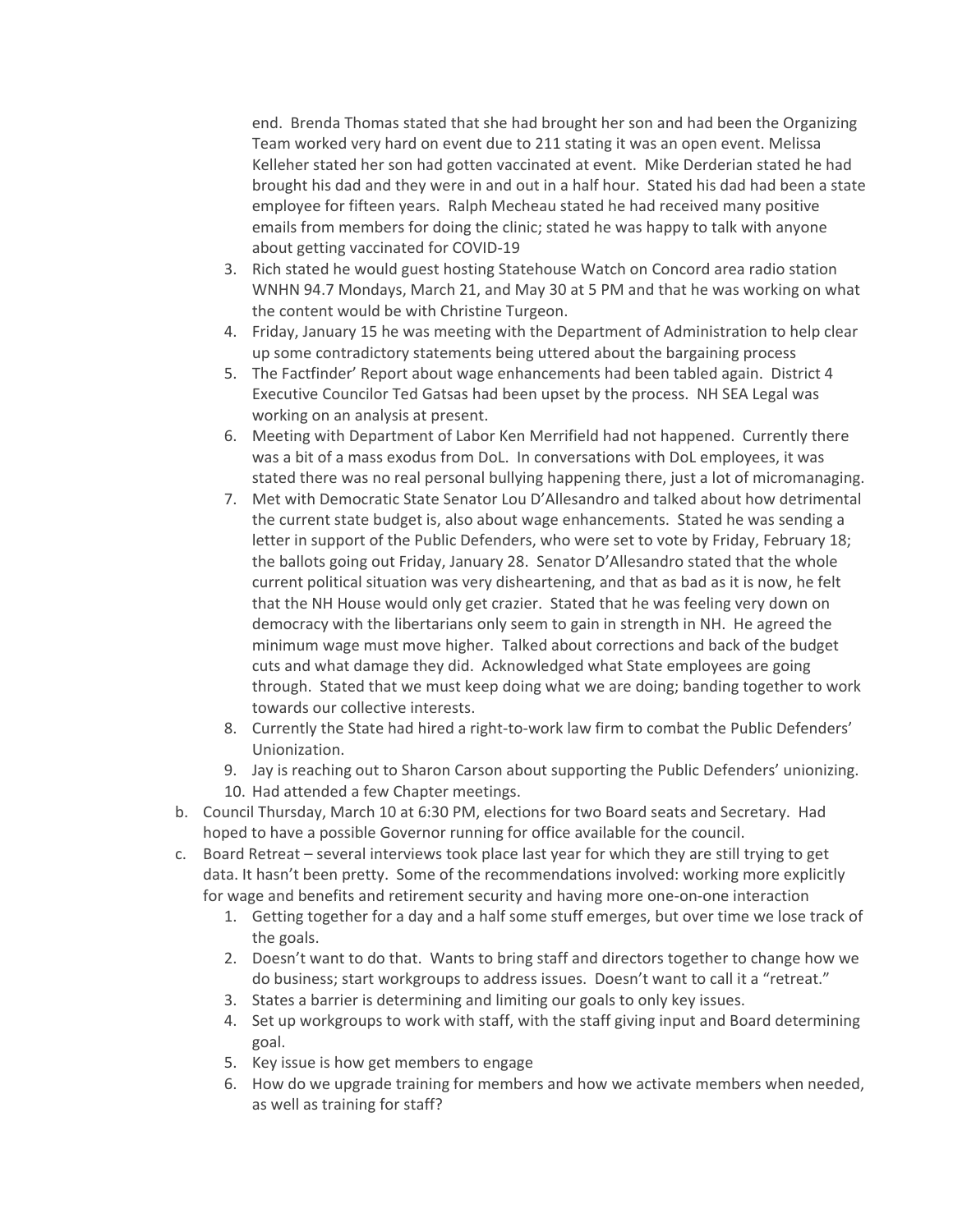end. Brenda Thomas stated that she had brought her son and had been the Organizing Team worked very hard on event due to 211 stating it was an open event. Melissa Kelleher stated her son had gotten vaccinated at event. Mike Derderian stated he had brought his dad and they were in and out in a half hour. Stated his dad had been a state employee for fifteen years. Ralph Mecheau stated he had received many positive emails from members for doing the clinic; stated he was happy to talk with anyone about getting vaccinated for COVID-19

3. Rich stated he would guest hosting Statehouse Watch on Concord area radio station WNHN 94.7 Mondays, March 21, and May 30 at 5 PM and that he was working on what the content would be with Christine Turgeon.
4. Friday, January 15 he was meeting with the Department of Administration to help clear up some contradictory statements being uttered about the bargaining process
5. The Factfinder' Report about wage enhancements had been tabled again. District 4 Executive Councilor Ted Gatsas had been upset by the process. NH SEA Legal was working on an analysis at present.
6. Meeting with Department of Labor Ken Merrifield had not happened. Currently there was a bit of a mass exodus from DoL. In conversations with DoL employees, it was stated there was no real personal bullying happening there, just a lot of micromanaging.
7. Met with Democratic State Senator Lou D'Allesandro and talked about how detrimental the current state budget is, also about wage enhancements. Stated he was sending a letter in support of the Public Defenders, who were set to vote by Friday, February 18; the ballots going out Friday, January 28. Senator D'Allesandro stated that the whole current political situation was very disheartening, and that as bad as it is now, he felt that the NH House would only get crazier. Stated that he was feeling very down on democracy with the libertarians only seem to gain in strength in NH. He agreed the minimum wage must move higher. Talked about corrections and back of the budget cuts and what damage they did. Acknowledged what State employees are going through. Stated that we must keep doing what we are doing; banding together to work towards our collective interests.
8. Currently the State had hired a right-to-work law firm to combat the Public Defenders' Unionization.
9. Jay is reaching out to Sharon Carson about supporting the Public Defenders' unionizing.
10. Had attended a few Chapter meetings.

b. Council Thursday, March 10 at 6:30 PM, elections for two Board seats and Secretary. Had hoped to have a possible Governor running for office available for the council.

c. Board Retreat – several interviews took place last year for which they are still trying to get data. It hasn't been pretty. Some of the recommendations involved: working more explicitly for wage and benefits and retirement security and having more one-on-one interaction

1. Getting together for a day and a half some stuff emerges, but over time we lose track of the goals.
2. Doesn't want to do that. Wants to bring staff and directors together to change how we do business; start workgroups to address issues. Doesn't want to call it a "retreat."
3. States a barrier is determining and limiting our goals to only key issues.
4. Set up workgroups to work with staff, with the staff giving input and Board determining goal.
5. Key issue is how get members to engage
6. How do we upgrade training for members and how we activate members when needed, as well as training for staff?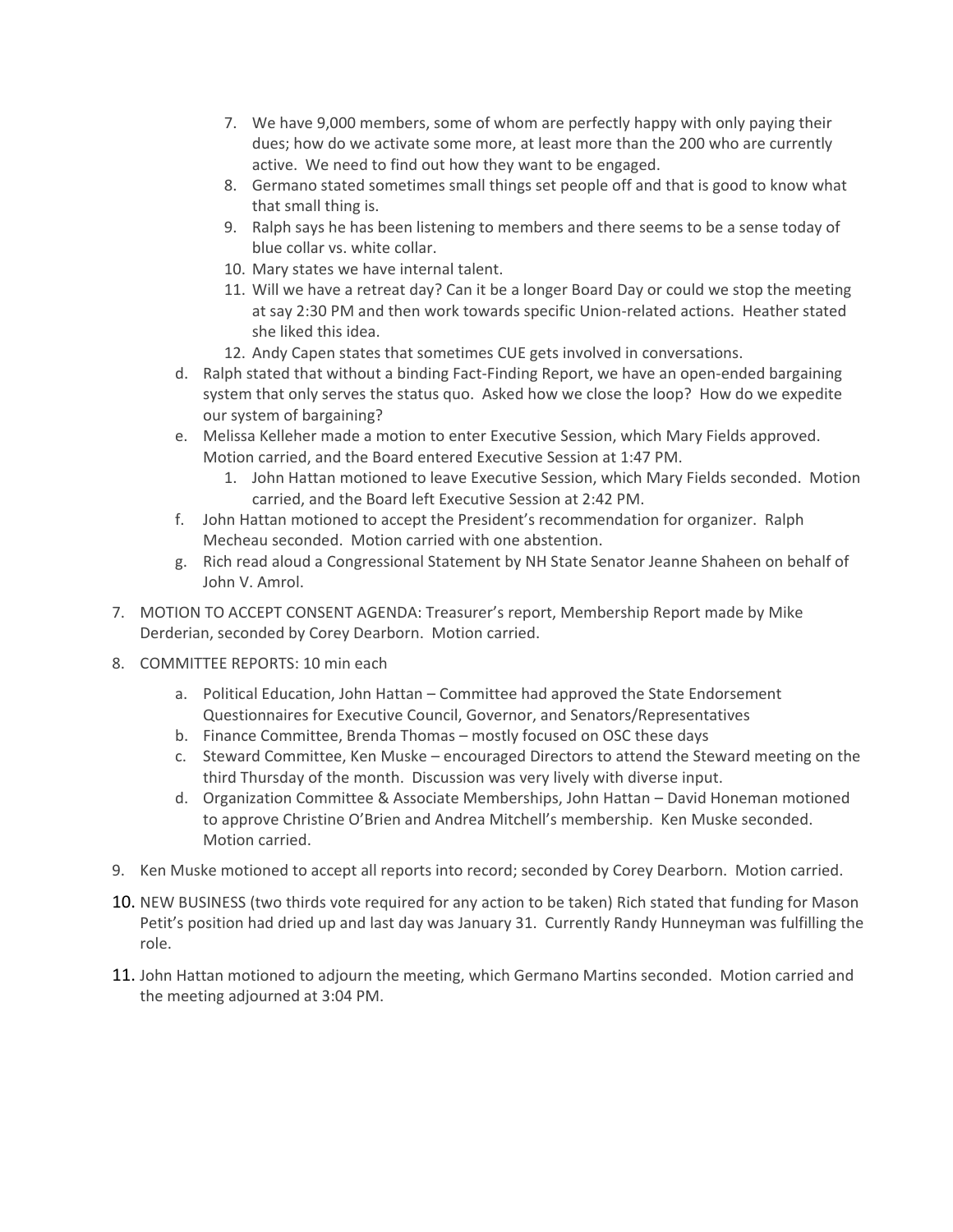7. We have 9,000 members, some of whom are perfectly happy with only paying their dues; how do we activate some more, at least more than the 200 who are currently active. We need to find out how they want to be engaged.
8. Germano stated sometimes small things set people off and that is good to know what that small thing is.
9. Ralph says he has been listening to members and there seems to be a sense today of blue collar vs. white collar.
10. Mary states we have internal talent.
11. Will we have a retreat day? Can it be a longer Board Day or could we stop the meeting at say 2:30 PM and then work towards specific Union-related actions. Heather stated she liked this idea.
12. Andy Capen states that sometimes CUE gets involved in conversations.

d. Ralph stated that without a binding Fact-Finding Report, we have an open-ended bargaining system that only serves the status quo. Asked how we close the loop? How do we expedite our system of bargaining?

e. Melissa Kelleher made a motion to enter Executive Session, which Mary Fields approved. Motion carried, and the Board entered Executive Session at 1:47 PM.
   1. John Hattan motioned to leave Executive Session, which Mary Fields seconded. Motion carried, and the Board left Executive Session at 2:42 PM.

f. John Hattan motioned to accept the President's recommendation for organizer. Ralph Mecheau seconded. Motion carried with one abstention.

g. Rich read aloud a Congressional Statement by NH State Senator Jeanne Shaheen on behalf of John V. Amrol.

7. MOTION TO ACCEPT CONSENT AGENDA: Treasurer's report, Membership Report made by Mike Derderian, seconded by Corey Dearborn. Motion carried.

8. COMMITTEE REPORTS: 10 min each
   a. Political Education, John Hattan – Committee had approved the State Endorsement Questionnaires for Executive Council, Governor, and Senators/Representatives
   b. Finance Committee, Brenda Thomas – mostly focused on OSC these days
   c. Steward Committee, Ken Muske – encouraged Directors to attend the Steward meeting on the third Thursday of the month. Discussion was very lively with diverse input.
   d. Organization Committee & Associate Memberships, John Hattan – David Honeman motioned to approve Christine O'Brien and Andrea Mitchell's membership. Ken Muske seconded. Motion carried.

9. Ken Muske motioned to accept all reports into record; seconded by Corey Dearborn. Motion carried.

10. NEW BUSINESS (two thirds vote required for any action to be taken) Rich stated that funding for Mason Petit's position had dried up and last day was January 31. Currently Randy Hunneyman was fulfilling the role.

11. John Hattan motioned to adjourn the meeting, which Germano Martins seconded. Motion carried and the meeting adjourned at 3:04 PM.